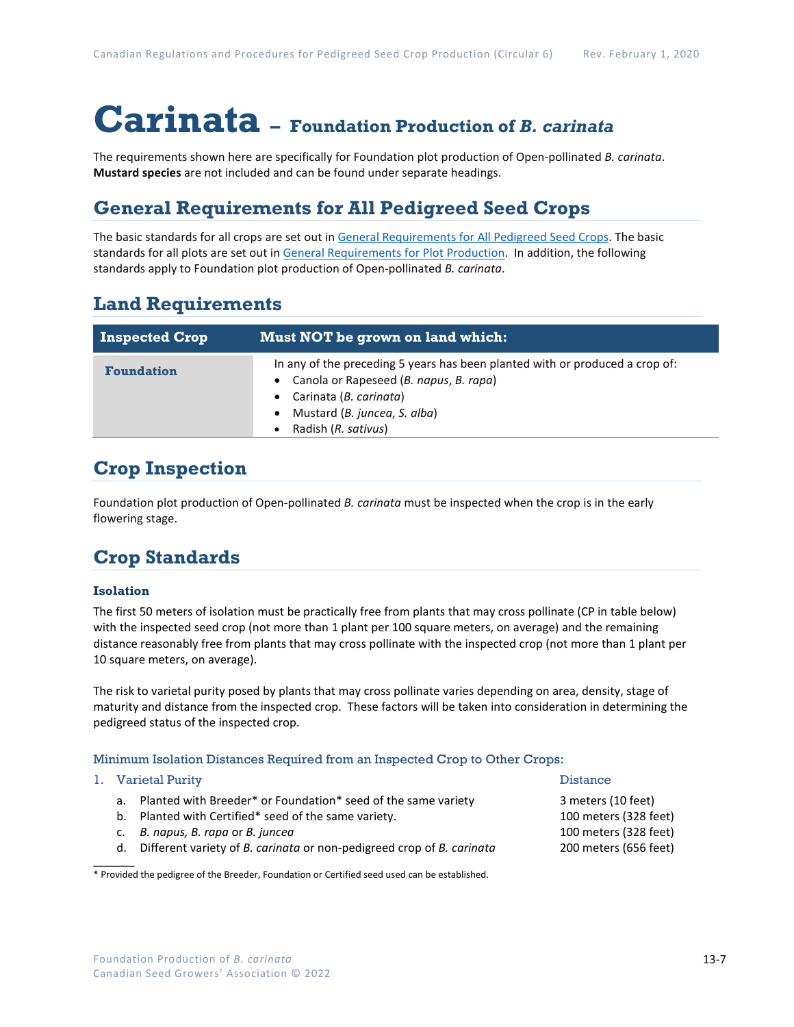# Carinata – Foundation Production of *B. carinata*

The requirements shown here are specifically for Foundation plot production of Open-pollinated *B. carinata*. **Mustard species** are not included and can be found under separate headings.

## General Requirements for All Pedigreed Seed Crops

The basic standards for all crops are set out in [General Requirements for All Pedigreed Seed Crops](). The basic standards for all plots are set out in [General Requirements for Plot Production](). In addition, the following standards apply to Foundation plot production of Open-pollinated *B. carinata*.

## Land Requirements

| Inspected Crop | Must NOT be grown on land which: |
|---|---|
| **Foundation** | In any of the preceding 5 years has been planted with or produced a crop of:<br>• Canola or Rapeseed (*B. napus*, *B. rapa*)<br>• Carinata (*B. carinata*)<br>• Mustard (*B. juncea*, *S. alba*)<br>• Radish (*R. sativus*) |

## Crop Inspection

Foundation plot production of Open-pollinated *B. carinata* must be inspected when the crop is in the early flowering stage.

## Crop Standards

### Isolation

The first 50 meters of isolation must be practically free from plants that may cross pollinate (CP in table below) with the inspected seed crop (not more than 1 plant per 100 square meters, on average) and the remaining distance reasonably free from plants that may cross pollinate with the inspected crop (not more than 1 plant per 10 square meters, on average).

The risk to varietal purity posed by plants that may cross pollinate varies depending on area, density, stage of maturity and distance from the inspected crop. These factors will be taken into consideration in determining the pedigreed status of the inspected crop.

Minimum Isolation Distances Required from an Inspected Crop to Other Crops:

| 1. Varietal Purity | Distance |
|---|---|
| a. Planted with Breeder* or Foundation* seed of the same variety | 3 meters (10 feet) |
| b. Planted with Certified* seed of the same variety. | 100 meters (328 feet) |
| c. *B. napus, B. rapa* or *B. juncea* | 100 meters (328 feet) |
| d. Different variety of *B. carinata* or non-pedigreed crop of *B. carinata* | 200 meters (656 feet) |

\* Provided the pedigree of the Breeder, Foundation or Certified seed used can be established.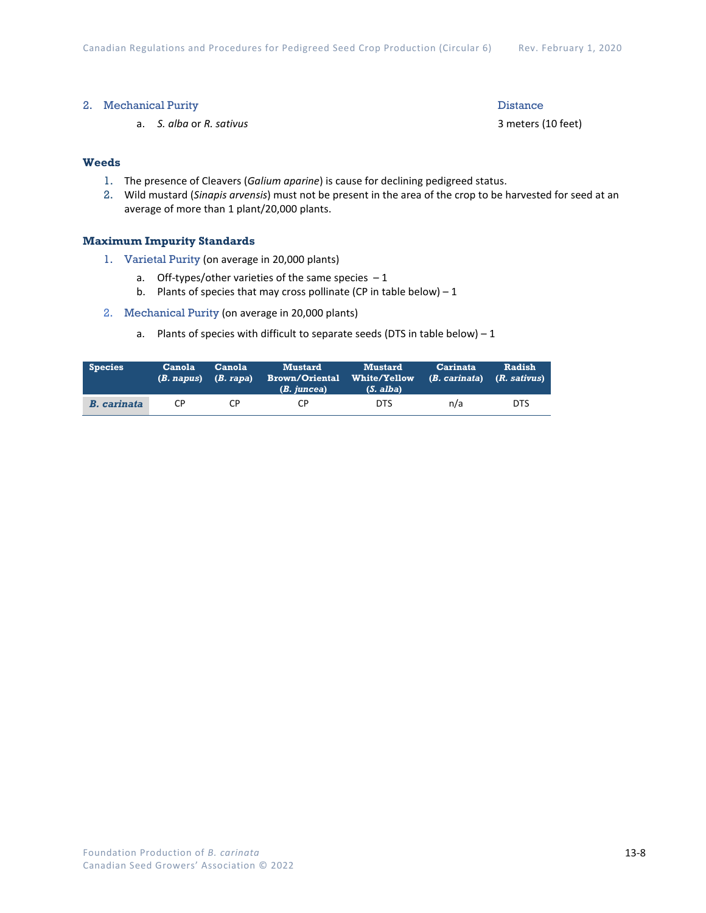2. Mechanical Purity — Distance

   a. *S. alba* or *R. sativus* — 3 meters (10 feet)

### Weeds

1. The presence of Cleavers (*Galium aparine*) is cause for declining pedigreed status.
2. Wild mustard (*Sinapis arvensis*) must not be present in the area of the crop to be harvested for seed at an average of more than 1 plant/20,000 plants.

### Maximum Impurity Standards

1. Varietal Purity (on average in 20,000 plants)
   a. Off-types/other varieties of the same species – 1
   b. Plants of species that may cross pollinate (CP in table below) – 1
2. Mechanical Purity (on average in 20,000 plants)
   a. Plants of species with difficult to separate seeds (DTS in table below) – 1

| Species | Canola (*B. napus*) | Canola (*B. rapa*) | Mustard Brown/Oriental (*B. juncea*) | Mustard White/Yellow (*S. alba*) | Carinata (*B. carinata*) | Radish (*R. sativus*) |
|---|---|---|---|---|---|---|
| ***B. carinata*** | CP | CP | CP | DTS | n/a | DTS |